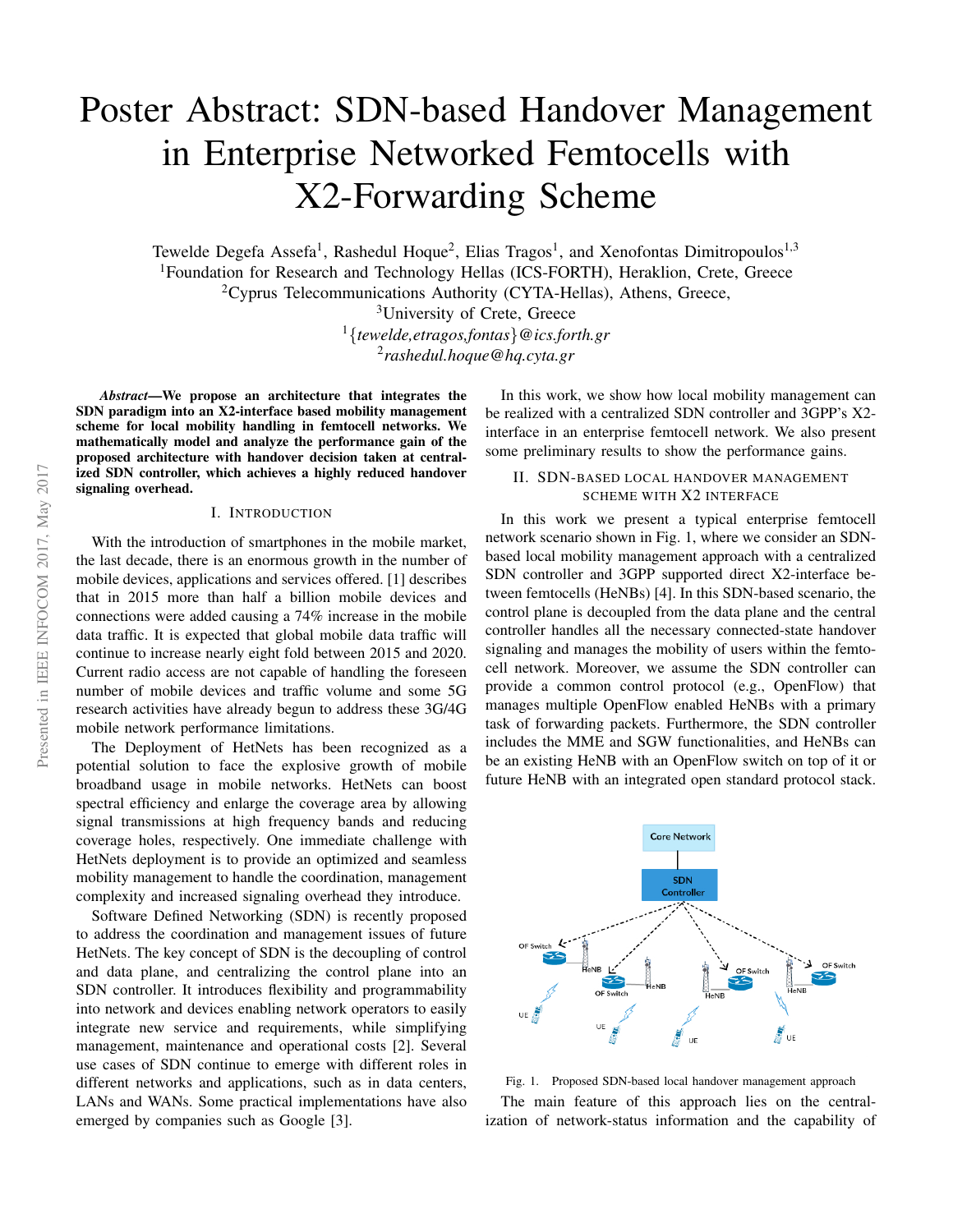# Poster Abstract: SDN-based Handover Management in Enterprise Networked Femtocells with X2-Forwarding Scheme

Tewelde Degefa Assefa[1], Rashedul Hoque[2], Elias Tragos[1], and Xenofontas Dimitropoulos[1,3]

[1]Foundation for Research and Technology Hellas (ICS-FORTH), Heraklion, Crete, Greece
[2]Cyprus Telecommunications Authority (CYTA-Hellas), Athens, Greece,
[3]University of Crete, Greece
[1]*{tewelde,etragos,fontas}@ics.forth.gr*
[2]*rashedul.hoque@hq.cyta.gr*

***Abstract*—We propose an architecture that integrates the SDN paradigm into an X2-interface based mobility management scheme for local mobility handling in femtocell networks. We mathematically model and analyze the performance gain of the proposed architecture with handover decision taken at centralized SDN controller, which achieves a highly reduced handover signaling overhead.**

## I. Introduction

With the introduction of smartphones in the mobile market, the last decade, there is an enormous growth in the number of mobile devices, applications and services offered. [1] describes that in 2015 more than half a billion mobile devices and connections were added causing a 74% increase in the mobile data traffic. It is expected that global mobile data traffic will continue to increase nearly eight fold between 2015 and 2020. Current radio access are not capable of handling the foreseen number of mobile devices and traffic volume and some 5G research activities have already begun to address these 3G/4G mobile network performance limitations.

The Deployment of HetNets has been recognized as a potential solution to face the explosive growth of mobile broadband usage in mobile networks. HetNets can boost spectral efficiency and enlarge the coverage area by allowing signal transmissions at high frequency bands and reducing coverage holes, respectively. One immediate challenge with HetNets deployment is to provide an optimized and seamless mobility management to handle the coordination, management complexity and increased signaling overhead they introduce.

Software Defined Networking (SDN) is recently proposed to address the coordination and management issues of future HetNets. The key concept of SDN is the decoupling of control and data plane, and centralizing the control plane into an SDN controller. It introduces flexibility and programmability into network and devices enabling network operators to easily integrate new service and requirements, while simplifying management, maintenance and operational costs [2]. Several use cases of SDN continue to emerge with different roles in different networks and applications, such as in data centers, LANs and WANs. Some practical implementations have also emerged by companies such as Google [3].

In this work, we show how local mobility management can be realized with a centralized SDN controller and 3GPP's X2-interface in an enterprise femtocell network. We also present some preliminary results to show the performance gains.

## II. SDN-based Local Handover Management Scheme with X2 Interface

In this work we present a typical enterprise femtocell network scenario shown in Fig. 1, where we consider an SDN-based local mobility management approach with a centralized SDN controller and 3GPP supported direct X2-interface between femtocells (HeNBs) [4]. In this SDN-based scenario, the control plane is decoupled from the data plane and the central controller handles all the necessary connected-state handover signaling and manages the mobility of users within the femtocell network. Moreover, we assume the SDN controller can provide a common control protocol (e.g., OpenFlow) that manages multiple OpenFlow enabled HeNBs with a primary task of forwarding packets. Furthermore, the SDN controller includes the MME and SGW functionalities, and HeNBs can be an existing HeNB with an OpenFlow switch on top of it or future HeNB with an integrated open standard protocol stack.

Fig. 1. Proposed SDN-based local handover management approach

The main feature of this approach lies on the centralization of network-status information and the capability of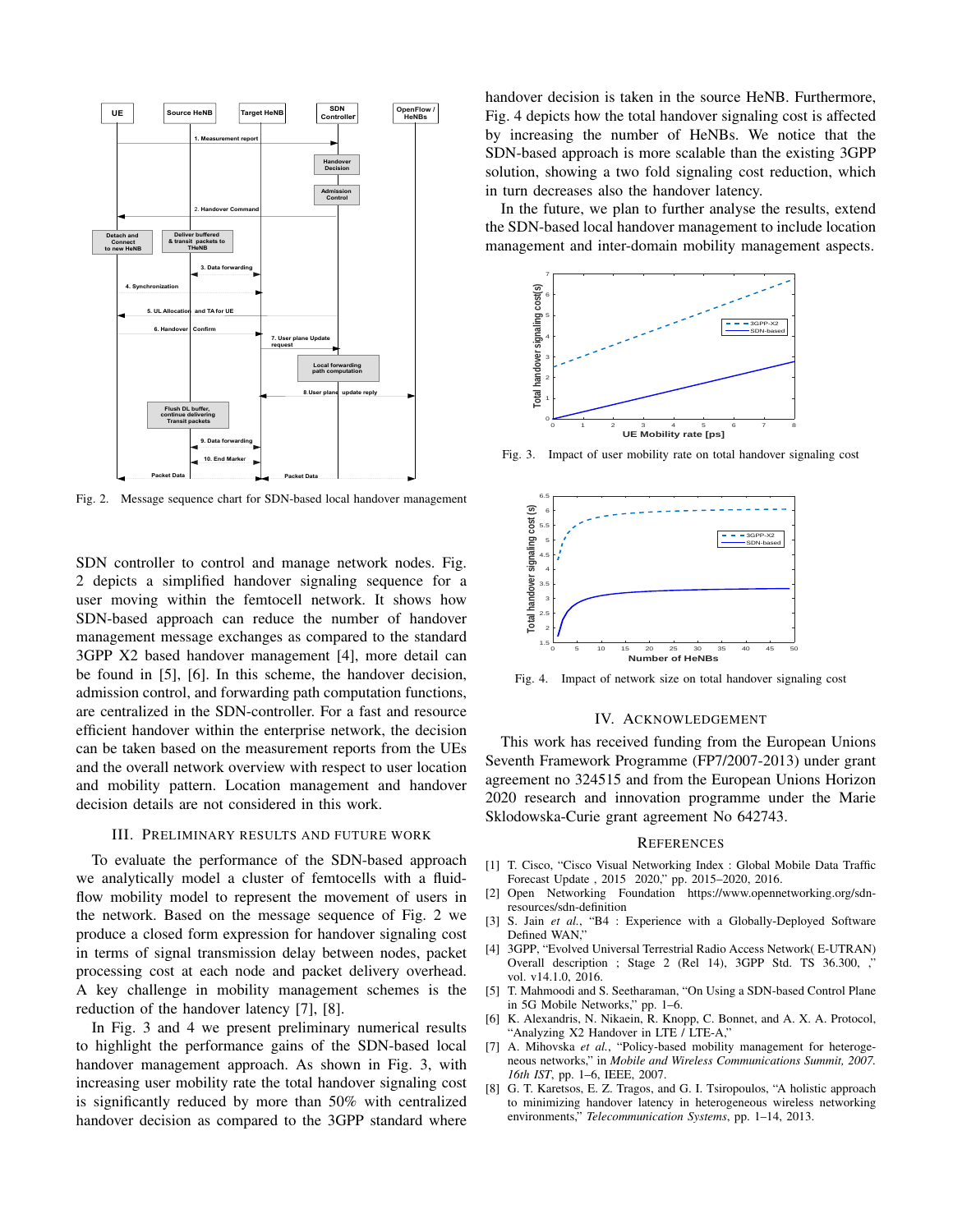UE | Source HeNB | Target HeNB | SDN Controller | OpenFlow / HeNBs

1. Measurement report

Handover Decision

Admission Control

2. Handover Command

Detach and Connect to new HeNB

Deliver buffered & transit packets to THeNB

3. Data forwarding

4. Synchronization

5. UL Allocation and TA for UE

6. Handover Confirm

7. User plane Update request

Local forwarding path computation

8.User plane update reply

Flush DL buffer, continue delivering Transit packets

9. Data forwarding

10. End Marker

Packet Data

Packet Data

Fig. 2. Message sequence chart for SDN-based local handover management

SDN controller to control and manage network nodes. Fig. 2 depicts a simplified handover signaling sequence for a user moving within the femtocell network. It shows how SDN-based approach can reduce the number of handover management message exchanges as compared to the standard 3GPP X2 based handover management [4], more detail can be found in [5], [6]. In this scheme, the handover decision, admission control, and forwarding path computation functions, are centralized in the SDN-controller. For a fast and resource efficient handover within the enterprise network, the decision can be taken based on the measurement reports from the UEs and the overall network overview with respect to user location and mobility pattern. Location management and handover decision details are not considered in this work.

## III. Preliminary Results and Future Work

To evaluate the performance of the SDN-based approach we analytically model a cluster of femtocells with a fluid-flow mobility model to represent the movement of users in the network. Based on the message sequence of Fig. 2 we produce a closed form expression for handover signaling cost in terms of signal transmission delay between nodes, packet processing cost at each node and packet delivery overhead. A key challenge in mobility management schemes is the reduction of the handover latency [7], [8].

In Fig. 3 and 4 we present preliminary numerical results to highlight the performance gains of the SDN-based local handover management approach. As shown in Fig. 3, with increasing user mobility rate the total handover signaling cost is significantly reduced by more than 50% with centralized handover decision as compared to the 3GPP standard where handover decision is taken in the source HeNB. Furthermore, Fig. 4 depicts how the total handover signaling cost is affected by increasing the number of HeNBs. We notice that the SDN-based approach is more scalable than the existing 3GPP solution, showing a two fold signaling cost reduction, which in turn decreases also the handover latency.

In the future, we plan to further analyse the results, extend the SDN-based local handover management to include location management and inter-domain mobility management aspects.

Total handover signaling cost(s)

UE Mobility rate [ps]

0 1 2 3 4 5 6 7 8

0 1 2 3 4 5 6 7

3GPP-X2

SDN-based

Fig. 3. Impact of user mobility rate on total handover signaling cost

Total handover signaling cost (s)

Number of HeNBs

0 5 10 15 20 25 30 35 40 45 50

1.5 2 2.5 3 3.5 4 4.5 5 5.5 6 6.5

3GPP-X2

SDN-based

Fig. 4. Impact of network size on total handover signaling cost

## IV. Acknowledgement

This work has received funding from the European Unions Seventh Framework Programme (FP7/2007-2013) under grant agreement no 324515 and from the European Unions Horizon 2020 research and innovation programme under the Marie Sklodowska-Curie grant agreement No 642743.

## References

[1] T. Cisco, “Cisco Visual Networking Index : Global Mobile Data Traffic Forecast Update , 2015 2020,” pp. 2015–2020, 2016.

[2] Open Networking Foundation https://www.opennetworking.org/sdn-resources/sdn-definition

[3] S. Jain *et al.*, “B4 : Experience with a Globally-Deployed Software Defined WAN,”

[4] 3GPP, “Evolved Universal Terrestrial Radio Access Network( E-UTRAN) Overall description ; Stage 2 (Rel 14), 3GPP Std. TS 36.300, ,” vol. v14.1.0, 2016.

[5] T. Mahmoodi and S. Seetharaman, “On Using a SDN-based Control Plane in 5G Mobile Networks,” pp. 1–6.

[6] K. Alexandris, N. Nikaein, R. Knopp, C. Bonnet, and A. X. A. Protocol, “Analyzing X2 Handover in LTE / LTE-A,”

[7] A. Mihovska *et al.*, “Policy-based mobility management for heterogeneous networks,” in *Mobile and Wireless Communications Summit, 2007. 16th IST*, pp. 1–6, IEEE, 2007.

[8] G. T. Karetsos, E. Z. Tragos, and G. I. Tsiropoulos, “A holistic approach to minimizing handover latency in heterogeneous wireless networking environments,” *Telecommunication Systems*, pp. 1–14, 2013.